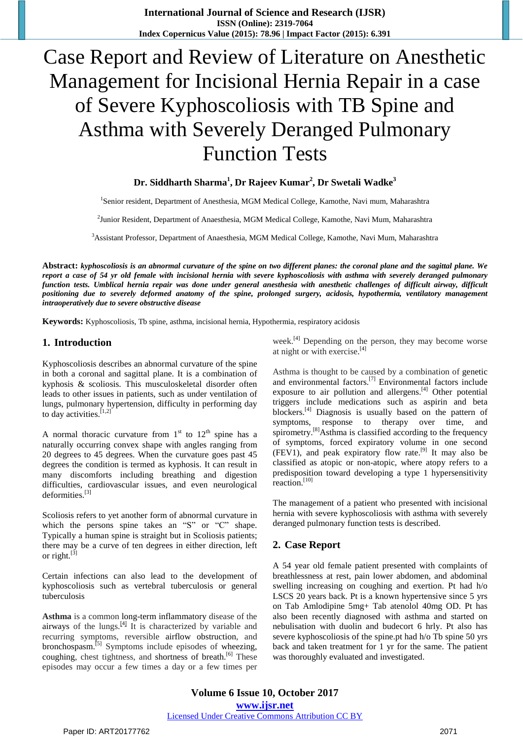# Case Report and Review of Literature on Anesthetic Management for Incisional Hernia Repair in a case of Severe Kyphoscoliosis with TB Spine and Asthma with Severely Deranged Pulmonary Function Tests

**Dr. Siddharth Sharma[1], Dr Rajeev Kumar[2], Dr Swetali Wadke[3]**

[1]Senior resident, Department of Anesthesia, MGM Medical College, Kamothe, Navi mum, Maharashtra

[2]Junior Resident, Department of Anaesthesia, MGM Medical College, Kamothe, Navi Mum, Maharashtra

[3]Assistant Professor, Department of Anaesthesia, MGM Medical College, Kamothe, Navi Mum, Maharashtra

**Abstract:** ***kyphoscoliosis is an abnormal curvature of the spine on two different planes: the coronal plane and the sagittal plane. We report a case of 54 yr old female with incisional hernia with severe kyphoscoliosis with asthma with severely deranged pulmonary function tests. Umblical hernia repair was done under general anesthesia with anesthetic challenges of difficult airway, difficult positioning due to severely deformed anatomy of the spine, prolonged surgery, acidosis, hypothermia, ventilatory management intraoperatively due to severe obstructive disease***

**Keywords:** Kyphoscoliosis, Tb spine, asthma, incisional hernia, Hypothermia, respiratory acidosis

## 1. Introduction

Kyphoscoliosis describes an abnormal curvature of the spine in both a coronal and sagittal plane. It is a combination of kyphosis & scoliosis. This musculoskeletal disorder often leads to other issues in patients, such as under ventilation of lungs, pulmonary hypertension, difficulty in performing day to day activities.[1,2]

A normal thoracic curvature from 1st to 12th spine has a naturally occurring convex shape with angles ranging from 20 degrees to 45 degrees. When the curvature goes past 45 degrees the condition is termed as kyphosis. It can result in many discomforts including breathing and digestion difficulties, cardiovascular issues, and even neurological deformities.[3]

Scoliosis refers to yet another form of abnormal curvature in which the persons spine takes an "S" or "C" shape. Typically a human spine is straight but in Scoliosis patients; there may be a curve of ten degrees in either direction, left or right.[3]

Certain infections can also lead to the development of kyphoscoliosis such as vertebral tuberculosis or general tuberculosis

**Asthma** is a common long-term inflammatory disease of the airways of the lungs.[4] It is characterized by variable and recurring symptoms, reversible airflow obstruction, and bronchospasm.[5] Symptoms include episodes of wheezing, coughing, chest tightness, and shortness of breath.[6] These episodes may occur a few times a day or a few times per week.[4] Depending on the person, they may become worse at night or with exercise.[4]

Asthma is thought to be caused by a combination of genetic and environmental factors.[7] Environmental factors include exposure to air pollution and allergens.[4] Other potential triggers include medications such as aspirin and beta blockers.[4] Diagnosis is usually based on the pattern of symptoms, response to therapy over time, and spirometry.[8]Asthma is classified according to the frequency of symptoms, forced expiratory volume in one second (FEV1), and peak expiratory flow rate.[9] It may also be classified as atopic or non-atopic, where atopy refers to a predisposition toward developing a type 1 hypersensitivity reaction.[10]

The management of a patient who presented with incisional hernia with severe kyphoscoliosis with asthma with severely deranged pulmonary function tests is described.

## 2. Case Report

A 54 year old female patient presented with complaints of breathlessness at rest, pain lower abdomen, and abdominal swelling increasing on coughing and exertion. Pt had h/o LSCS 20 years back. Pt is a known hypertensive since 5 yrs on Tab Amlodipine 5mg+ Tab atenolol 40mg OD. Pt has also been recently diagnosed with asthma and started on nebulisation with duolin and budecort 6 hrly. Pt also has severe kyphoscoliosis of the spine.pt had h/o Tb spine 50 yrs back and taken treatment for 1 yr for the same. The patient was thoroughly evaluated and investigated.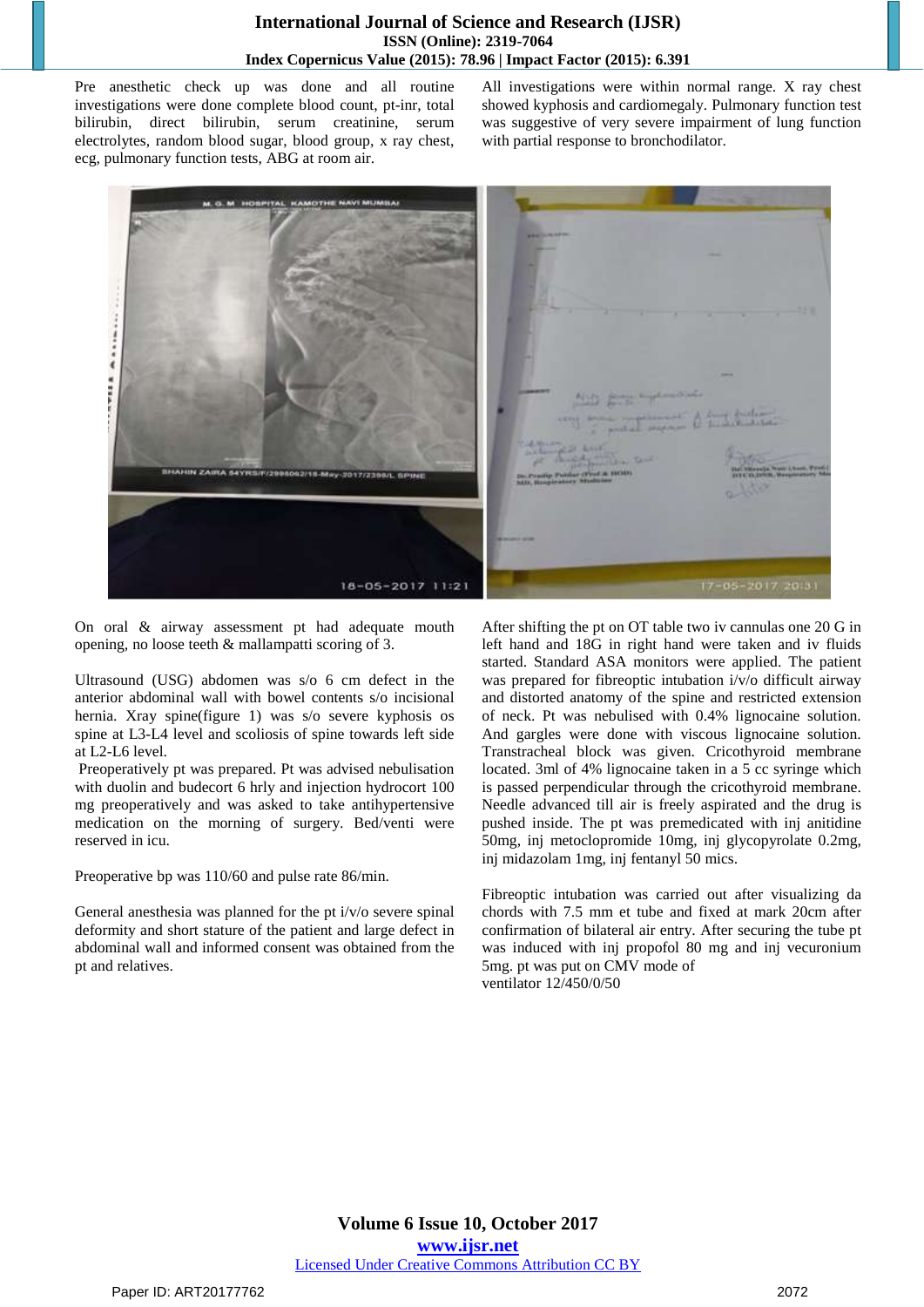Pre anesthetic check up was done and all routine investigations were done complete blood count, pt-inr, total bilirubin, direct bilirubin, serum creatinine, serum electrolytes, random blood sugar, blood group, x ray chest, ecg, pulmonary function tests, ABG at room air.

All investigations were within normal range. X ray chest showed kyphosis and cardiomegaly. Pulmonary function test was suggestive of very severe impairment of lung function with partial response to bronchodilator.

On oral & airway assessment pt had adequate mouth opening, no loose teeth & mallampatti scoring of 3.

Ultrasound (USG) abdomen was s/o 6 cm defect in the anterior abdominal wall with bowel contents s/o incisional hernia. Xray spine(figure 1) was s/o severe kyphosis os spine at L3-L4 level and scoliosis of spine towards left side at L2-L6 level.

Preoperatively pt was prepared. Pt was advised nebulisation with duolin and budecort 6 hrly and injection hydrocort 100 mg preoperatively and was asked to take antihypertensive medication on the morning of surgery. Bed/venti were reserved in icu.

Preoperative bp was 110/60 and pulse rate 86/min.

General anesthesia was planned for the pt i/v/o severe spinal deformity and short stature of the patient and large defect in abdominal wall and informed consent was obtained from the pt and relatives.

After shifting the pt on OT table two iv cannulas one 20 G in left hand and 18G in right hand were taken and iv fluids started. Standard ASA monitors were applied. The patient was prepared for fibreoptic intubation i/v/o difficult airway and distorted anatomy of the spine and restricted extension of neck. Pt was nebulised with 0.4% lignocaine solution. And gargles were done with viscous lignocaine solution. Transtracheal block was given. Cricothyroid membrane located. 3ml of 4% lignocaine taken in a 5 cc syringe which is passed perpendicular through the cricothyroid membrane. Needle advanced till air is freely aspirated and the drug is pushed inside. The pt was premedicated with inj anitidine 50mg, inj metoclopromide 10mg, inj glycopyrolate 0.2mg, inj midazolam 1mg, inj fentanyl 50 mics.

Fibreoptic intubation was carried out after visualizing da chords with 7.5 mm et tube and fixed at mark 20cm after confirmation of bilateral air entry. After securing the tube pt was induced with inj propofol 80 mg and inj vecuronium 5mg. pt was put on CMV mode of ventilator 12/450/0/50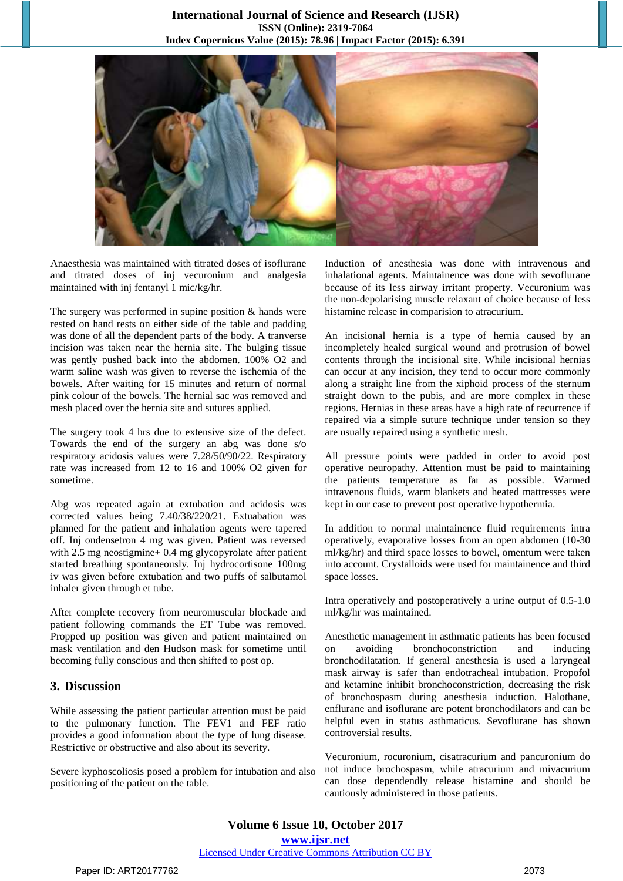Anaesthesia was maintained with titrated doses of isoflurane and titrated doses of inj vecuronium and analgesia maintained with inj fentanyl 1 mic/kg/hr.

The surgery was performed in supine position & hands were rested on hand rests on either side of the table and padding was done of all the dependent parts of the body. A tranverse incision was taken near the hernia site. The bulging tissue was gently pushed back into the abdomen. 100% O2 and warm saline wash was given to reverse the ischemia of the bowels. After waiting for 15 minutes and return of normal pink colour of the bowels. The hernial sac was removed and mesh placed over the hernia site and sutures applied.

The surgery took 4 hrs due to extensive size of the defect. Towards the end of the surgery an abg was done s/o respiratory acidosis values were 7.28/50/90/22. Respiratory rate was increased from 12 to 16 and 100% O2 given for sometime.

Abg was repeated again at extubation and acidosis was corrected values being 7.40/38/220/21. Extuabation was planned for the patient and inhalation agents were tapered off. Inj ondensetron 4 mg was given. Patient was reversed with 2.5 mg neostigmine+ 0.4 mg glycopyrolate after patient started breathing spontaneously. Inj hydrocortisone 100mg iv was given before extubation and two puffs of salbutamol inhaler given through et tube.

After complete recovery from neuromuscular blockade and patient following commands the ET Tube was removed. Propped up position was given and patient maintained on mask ventilation and den Hudson mask for sometime until becoming fully conscious and then shifted to post op.

## 3. Discussion

While assessing the patient particular attention must be paid to the pulmonary function. The FEV1 and FEF ratio provides a good information about the type of lung disease. Restrictive or obstructive and also about its severity.

Severe kyphoscoliosis posed a problem for intubation and also positioning of the patient on the table.

Induction of anesthesia was done with intravenous and inhalational agents. Maintainence was done with sevoflurane because of its less airway irritant property. Vecuronium was the non-depolarising muscle relaxant of choice because of less histamine release in comparision to atracurium.

An incisional hernia is a type of hernia caused by an incompletely healed surgical wound and protrusion of bowel contents through the incisional site. While incisional hernias can occur at any incision, they tend to occur more commonly along a straight line from the xiphoid process of the sternum straight down to the pubis, and are more complex in these regions. Hernias in these areas have a high rate of recurrence if repaired via a simple suture technique under tension so they are usually repaired using a synthetic mesh.

All pressure points were padded in order to avoid post operative neuropathy. Attention must be paid to maintaining the patients temperature as far as possible. Warmed intravenous fluids, warm blankets and heated mattresses were kept in our case to prevent post operative hypothermia.

In addition to normal maintainence fluid requirements intra operatively, evaporative losses from an open abdomen (10-30 ml/kg/hr) and third space losses to bowel, omentum were taken into account. Crystalloids were used for maintainence and third space losses.

Intra operatively and postoperatively a urine output of 0.5-1.0 ml/kg/hr was maintained.

Anesthetic management in asthmatic patients has been focused on avoiding bronchoconstriction and inducing bronchodilatation. If general anesthesia is used a laryngeal mask airway is safer than endotracheal intubation. Propofol and ketamine inhibit bronchoconstriction, decreasing the risk of bronchospasm during anesthesia induction. Halothane, enflurane and isoflurane are potent bronchodilators and can be helpful even in status asthmaticus. Sevoflurane has shown controversial results.

Vecuronium, rocuronium, cisatracurium and pancuronium do not induce brochospasm, while atracurium and mivacurium can dose dependently release histamine and should be cautiously administered in those patients.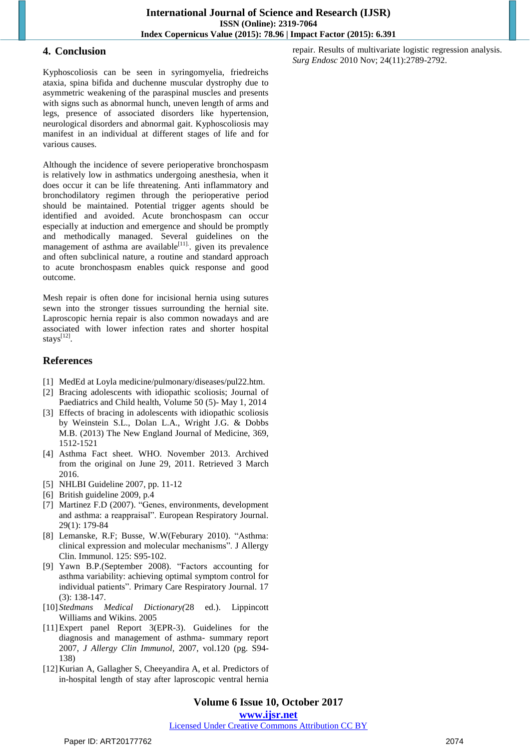## 4. Conclusion

Kyphoscoliosis can be seen in syringomyelia, friedreichs ataxia, spina bifida and duchenne muscular dystrophy due to asymmetric weakening of the paraspinal muscles and presents with signs such as abnormal hunch, uneven length of arms and legs, presence of associated disorders like hypertension, neurological disorders and abnormal gait. Kyphoscoliosis may manifest in an individual at different stages of life and for various causes.

Although the incidence of severe perioperative bronchospasm is relatively low in asthmatics undergoing anesthesia, when it does occur it can be life threatening. Anti inflammatory and bronchodilatory regimen through the perioperative period should be maintained. Potential trigger agents should be identified and avoided. Acute bronchospasm can occur especially at induction and emergence and should be promptly and methodically managed. Several guidelines on the management of asthma are available[11]. given its prevalence and often subclinical nature, a routine and standard approach to acute bronchospasm enables quick response and good outcome.

Mesh repair is often done for incisional hernia using sutures sewn into the stronger tissues surrounding the hernial site. Laproscopic hernia repair is also common nowadays and are associated with lower infection rates and shorter hospital stays[12].

## References

[1] MedEd at Loyla medicine/pulmonary/diseases/pul22.htm.
[2] Bracing adolescents with idiopathic scoliosis; Journal of Paediatrics and Child health, Volume 50 (5)- May 1, 2014
[3] Effects of bracing in adolescents with idiopathic scoliosis by Weinstein S.L., Dolan L.A., Wright J.G. & Dobbs M.B. (2013) The New England Journal of Medicine, 369, 1512-1521
[4] Asthma Fact sheet. WHO. November 2013. Archived from the original on June 29, 2011. Retrieved 3 March 2016.
[5] NHLBI Guideline 2007, pp. 11-12
[6] British guideline 2009, p.4
[7] Martinez F.D (2007). "Genes, environments, development and asthma: a reappraisal". European Respiratory Journal. 29(1): 179-84
[8] Lemanske, R.F; Busse, W.W(Feburary 2010). "Asthma: clinical expression and molecular mechanisms". J Allergy Clin. Immunol. 125: S95-102.
[9] Yawn B.P.(September 2008). "Factors accounting for asthma variability: achieving optimal symptom control for individual patients". Primary Care Respiratory Journal. 17 (3): 138-147.
[10] *Stedmans Medical Dictionary*(28 ed.). Lippincott Williams and Wikins. 2005
[11] Expert panel Report 3(EPR-3). Guidelines for the diagnosis and management of asthma- summary report 2007, *J Allergy Clin Immunol*, 2007, vol.120 (pg. S94-138)
[12] Kurian A, Gallagher S, Cheeyandira A, et al. Predictors of in-hospital length of stay after laproscopic ventral hernia repair. Results of multivariate logistic regression analysis. *Surg Endosc* 2010 Nov; 24(11):2789-2792.